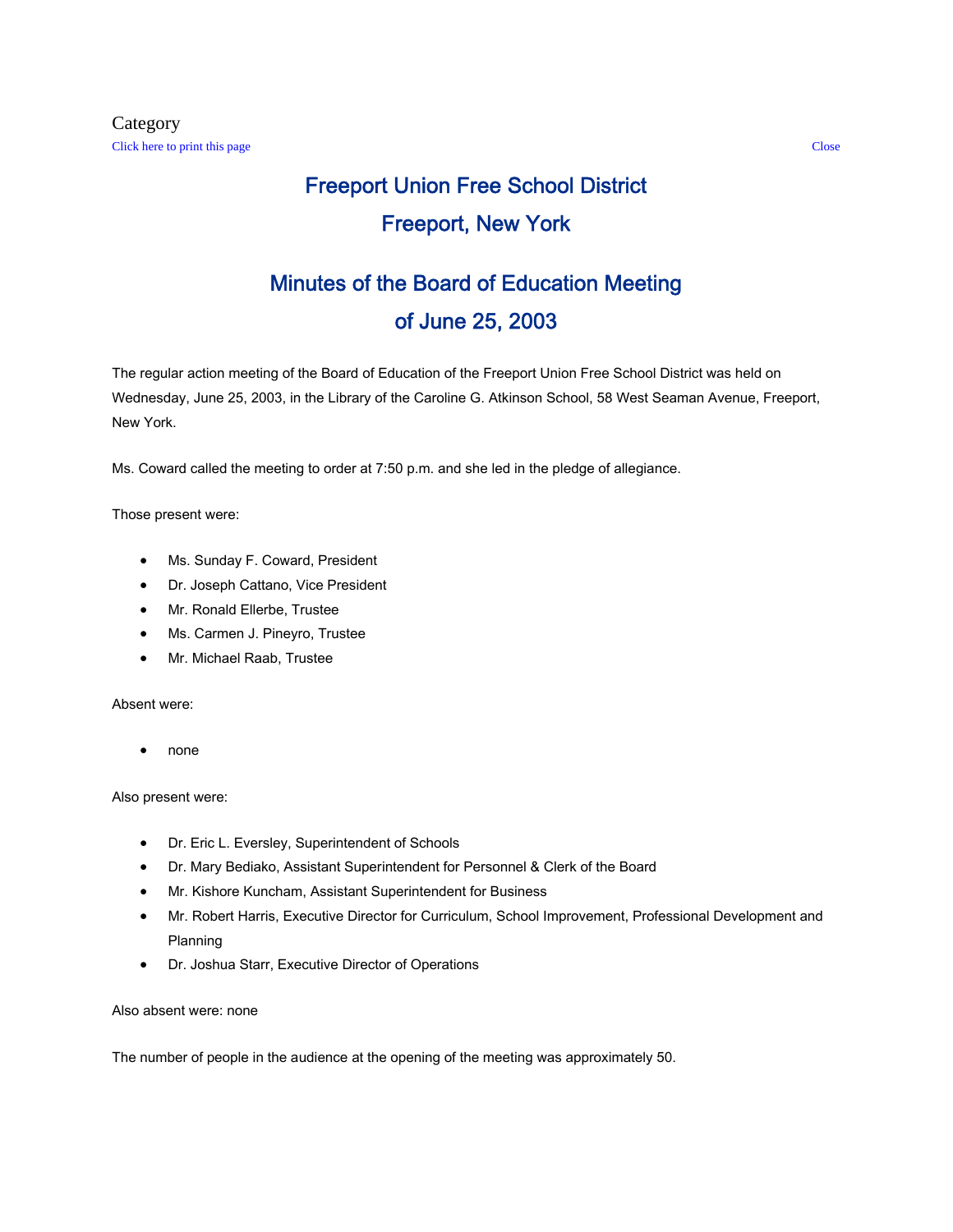Category

Click here to print this page Close

# Freeport Union Free School District

# Freeport, New York

## Minutes of the Board of Education Meeting

## of June 25, 2003

The regular action meeting of the Board of Education of the Freeport Union Free School District was held on Wednesday, June 25, 2003, in the Library of the Caroline G. Atkinson School, 58 West Seaman Avenue, Freeport, New York.

Ms. Coward called the meeting to order at 7:50 p.m. and she led in the pledge of allegiance.

Those present were:

- Ms. Sunday F. Coward, President
- Dr. Joseph Cattano, Vice President
- Mr. Ronald Ellerbe, Trustee
- Ms. Carmen J. Pineyro, Trustee
- Mr. Michael Raab, Trustee

Absent were:

- none

Also present were:

- Dr. Eric L. Eversley, Superintendent of Schools
- Dr. Mary Bediako, Assistant Superintendent for Personnel & Clerk of the Board
- Mr. Kishore Kuncham, Assistant Superintendent for Business
- Mr. Robert Harris, Executive Director for Curriculum, School Improvement, Professional Development and Planning
- Dr. Joshua Starr, Executive Director of Operations

Also absent were: none

The number of people in the audience at the opening of the meeting was approximately 50.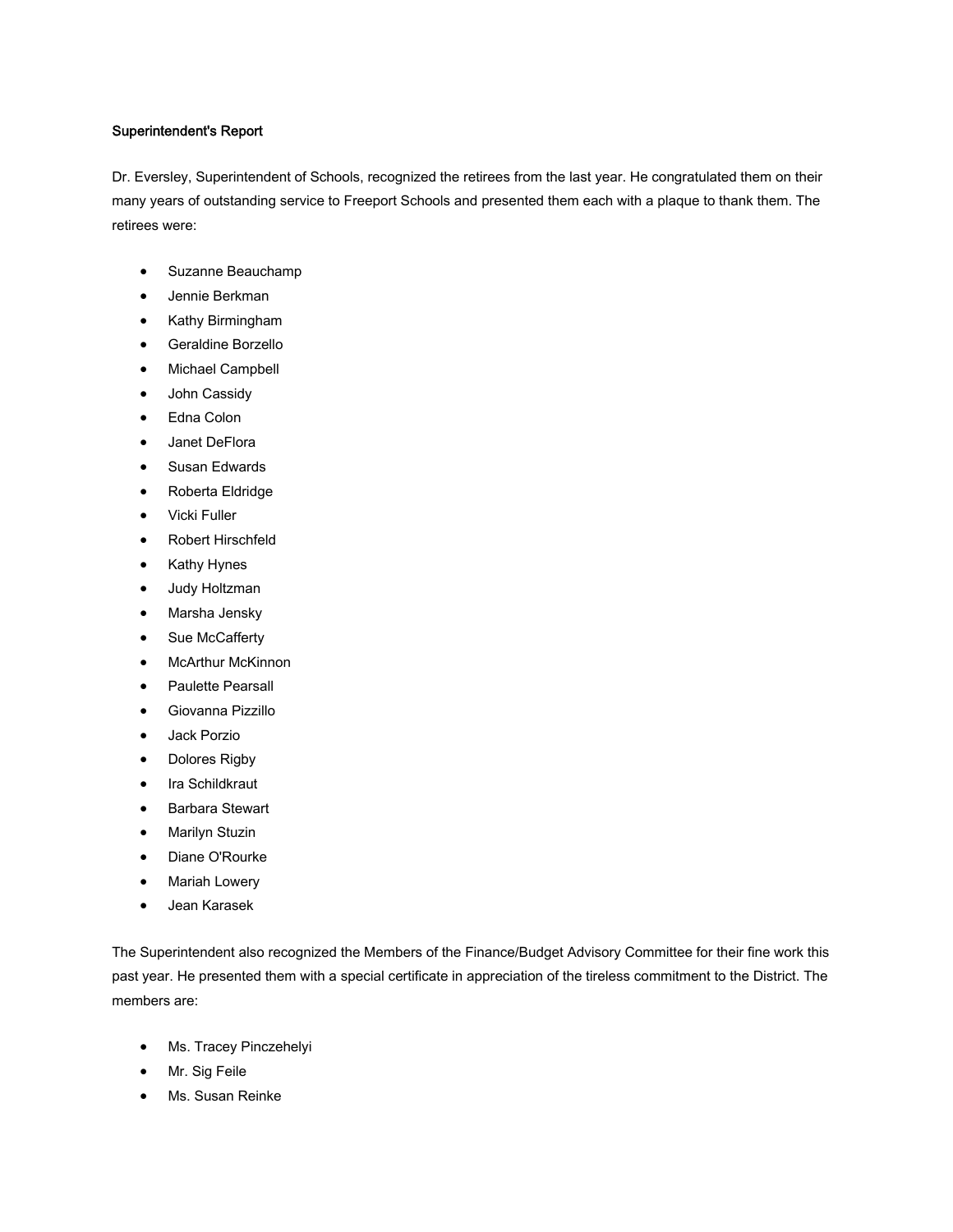**Superintendent's Report**

Dr. Eversley, Superintendent of Schools, recognized the retirees from the last year. He congratulated them on their many years of outstanding service to Freeport Schools and presented them each with a plaque to thank them. The retirees were:

- Suzanne Beauchamp
- Jennie Berkman
- Kathy Birmingham
- Geraldine Borzello
- Michael Campbell
- John Cassidy
- Edna Colon
- Janet DeFlora
- Susan Edwards
- Roberta Eldridge
- Vicki Fuller
- Robert Hirschfeld
- Kathy Hynes
- Judy Holtzman
- Marsha Jensky
- Sue McCafferty
- McArthur McKinnon
- Paulette Pearsall
- Giovanna Pizzillo
- Jack Porzio
- Dolores Rigby
- Ira Schildkraut
- Barbara Stewart
- Marilyn Stuzin
- Diane O'Rourke
- Mariah Lowery
- Jean Karasek

The Superintendent also recognized the Members of the Finance/Budget Advisory Committee for their fine work this past year. He presented them with a special certificate in appreciation of the tireless commitment to the District. The members are:

- Ms. Tracey Pinczehelyi
- Mr. Sig Feile
- Ms. Susan Reinke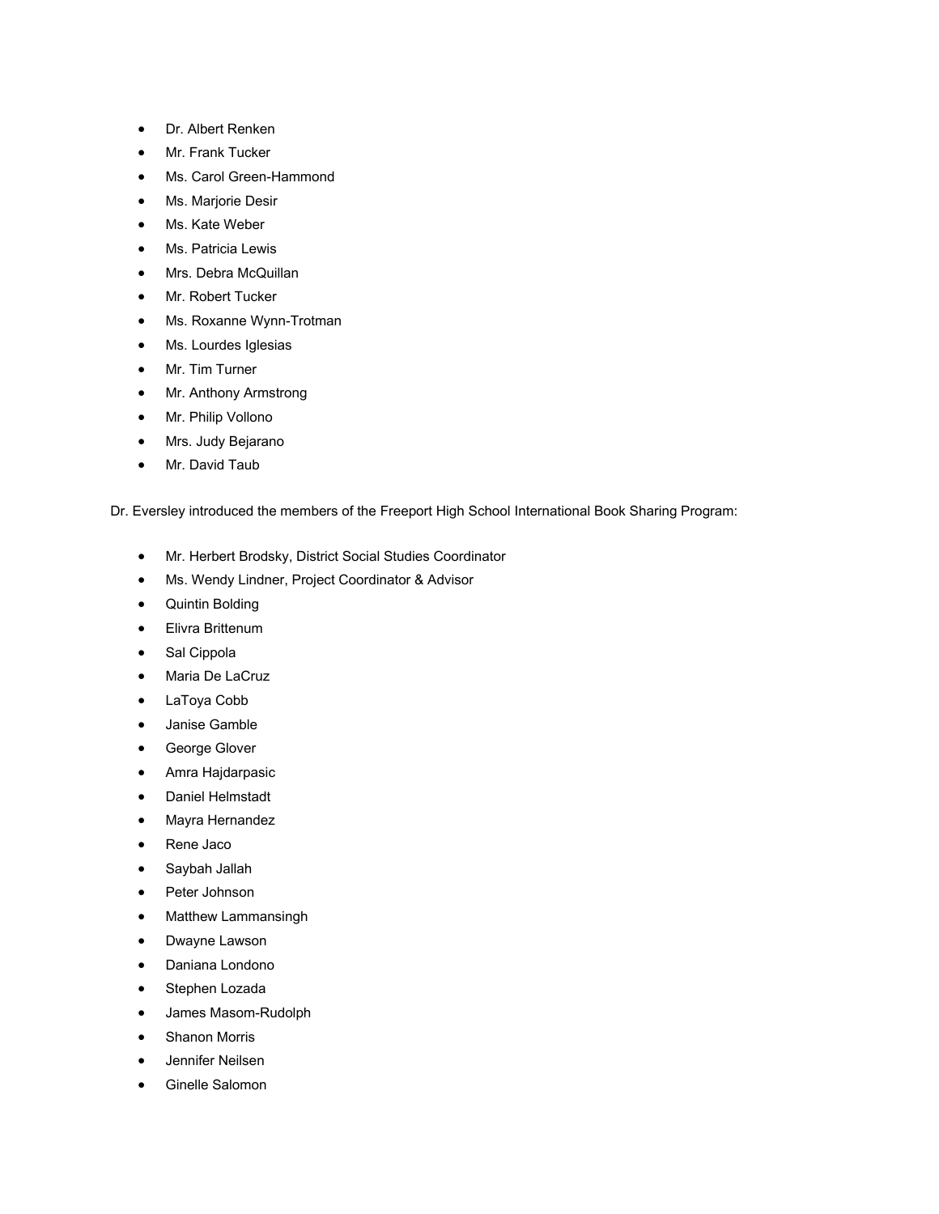- Dr. Albert Renken
- Mr. Frank Tucker
- Ms. Carol Green-Hammond
- Ms. Marjorie Desir
- Ms. Kate Weber
- Ms. Patricia Lewis
- Mrs. Debra McQuillan
- Mr. Robert Tucker
- Ms. Roxanne Wynn-Trotman
- Ms. Lourdes Iglesias
- Mr. Tim Turner
- Mr. Anthony Armstrong
- Mr. Philip Vollono
- Mrs. Judy Bejarano
- Mr. David Taub

Dr. Eversley introduced the members of the Freeport High School International Book Sharing Program:

- Mr. Herbert Brodsky, District Social Studies Coordinator
- Ms. Wendy Lindner, Project Coordinator & Advisor
- Quintin Bolding
- Elivra Brittenum
- Sal Cippola
- Maria De LaCruz
- LaToya Cobb
- Janise Gamble
- George Glover
- Amra Hajdarpasic
- Daniel Helmstadt
- Mayra Hernandez
- Rene Jaco
- Saybah Jallah
- Peter Johnson
- Matthew Lammansingh
- Dwayne Lawson
- Daniana Londono
- Stephen Lozada
- James Masom-Rudolph
- Shanon Morris
- Jennifer Neilsen
- Ginelle Salomon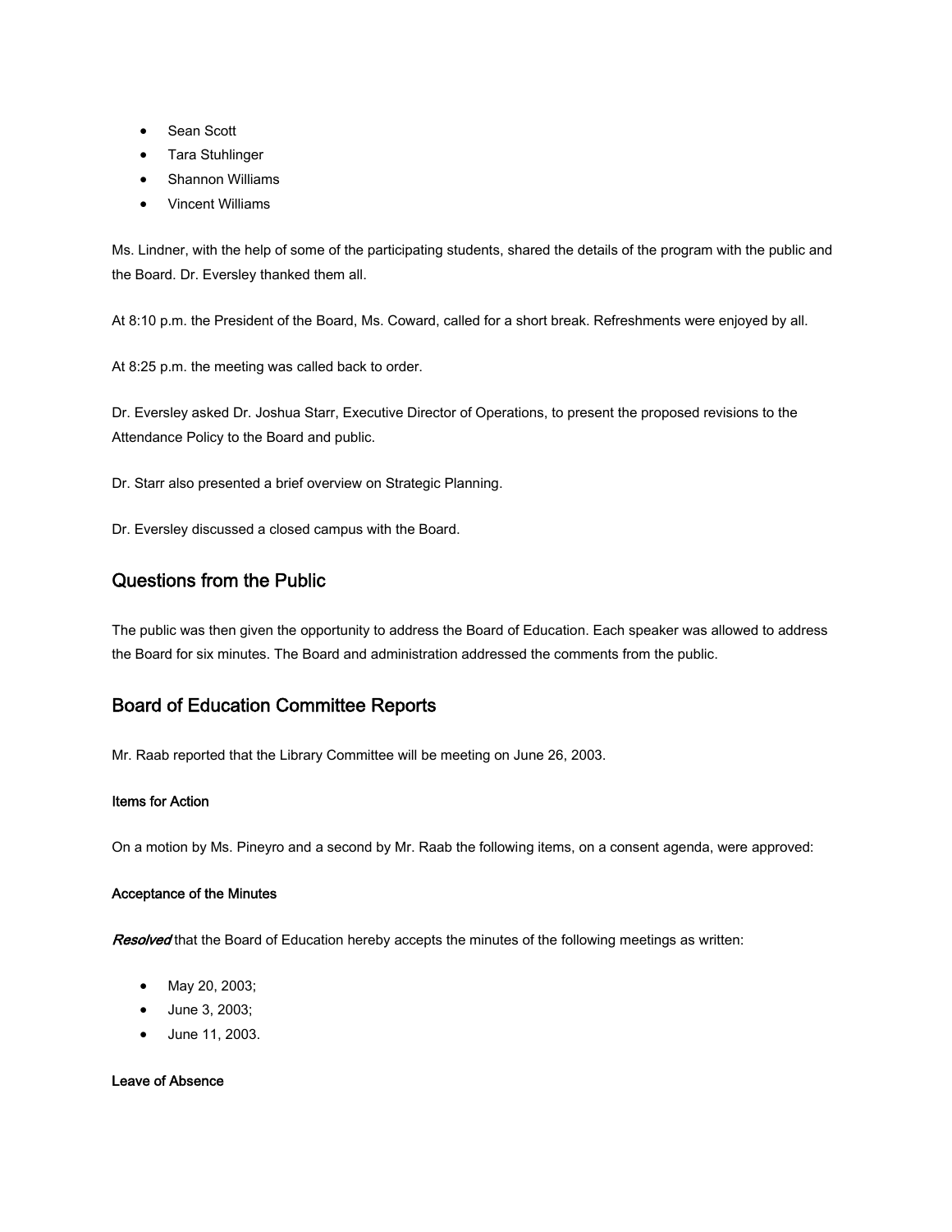- Sean Scott
- Tara Stuhlinger
- Shannon Williams
- Vincent Williams

Ms. Lindner, with the help of some of the participating students, shared the details of the program with the public and the Board. Dr. Eversley thanked them all.

At 8:10 p.m. the President of the Board, Ms. Coward, called for a short break. Refreshments were enjoyed by all.

At 8:25 p.m. the meeting was called back to order.

Dr. Eversley asked Dr. Joshua Starr, Executive Director of Operations, to present the proposed revisions to the Attendance Policy to the Board and public.

Dr. Starr also presented a brief overview on Strategic Planning.

Dr. Eversley discussed a closed campus with the Board.

## Questions from the Public

The public was then given the opportunity to address the Board of Education. Each speaker was allowed to address the Board for six minutes. The Board and administration addressed the comments from the public.

## Board of Education Committee Reports

Mr. Raab reported that the Library Committee will be meeting on June 26, 2003.

#### Items for Action

On a motion by Ms. Pineyro and a second by Mr. Raab the following items, on a consent agenda, were approved:

#### Acceptance of the Minutes

***Resolved*** that the Board of Education hereby accepts the minutes of the following meetings as written:

- May 20, 2003;
- June 3, 2003;
- June 11, 2003.

#### Leave of Absence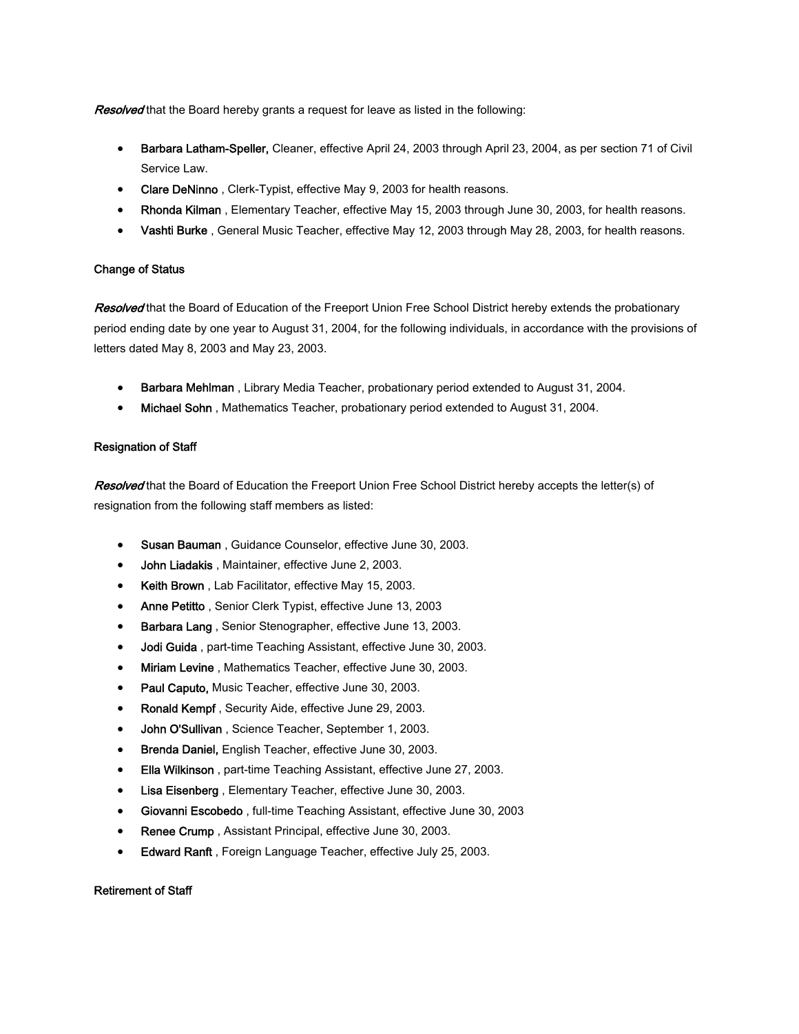*Resolved* that the Board hereby grants a request for leave as listed in the following:

- **Barbara Latham-Speller,** Cleaner, effective April 24, 2003 through April 23, 2004, as per section 71 of Civil Service Law.
- **Clare DeNinno** , Clerk-Typist, effective May 9, 2003 for health reasons.
- **Rhonda Kilman** , Elementary Teacher, effective May 15, 2003 through June 30, 2003, for health reasons.
- **Vashti Burke** , General Music Teacher, effective May 12, 2003 through May 28, 2003, for health reasons.

**Change of Status**

*Resolved* that the Board of Education of the Freeport Union Free School District hereby extends the probationary period ending date by one year to August 31, 2004, for the following individuals, in accordance with the provisions of letters dated May 8, 2003 and May 23, 2003.

- **Barbara Mehlman** , Library Media Teacher, probationary period extended to August 31, 2004.
- **Michael Sohn** , Mathematics Teacher, probationary period extended to August 31, 2004.

**Resignation of Staff**

*Resolved* that the Board of Education the Freeport Union Free School District hereby accepts the letter(s) of resignation from the following staff members as listed:

- **Susan Bauman** , Guidance Counselor, effective June 30, 2003.
- **John Liadakis** , Maintainer, effective June 2, 2003.
- **Keith Brown** , Lab Facilitator, effective May 15, 2003.
- **Anne Petitto** , Senior Clerk Typist, effective June 13, 2003
- **Barbara Lang** , Senior Stenographer, effective June 13, 2003.
- **Jodi Guida** , part-time Teaching Assistant, effective June 30, 2003.
- **Miriam Levine** , Mathematics Teacher, effective June 30, 2003.
- **Paul Caputo,** Music Teacher, effective June 30, 2003.
- **Ronald Kempf** , Security Aide, effective June 29, 2003.
- **John O'Sullivan** , Science Teacher, September 1, 2003.
- **Brenda Daniel,** English Teacher, effective June 30, 2003.
- **Ella Wilkinson** , part-time Teaching Assistant, effective June 27, 2003.
- **Lisa Eisenberg** , Elementary Teacher, effective June 30, 2003.
- **Giovanni Escobedo** , full-time Teaching Assistant, effective June 30, 2003
- **Renee Crump** , Assistant Principal, effective June 30, 2003.
- **Edward Ranft** , Foreign Language Teacher, effective July 25, 2003.

**Retirement of Staff**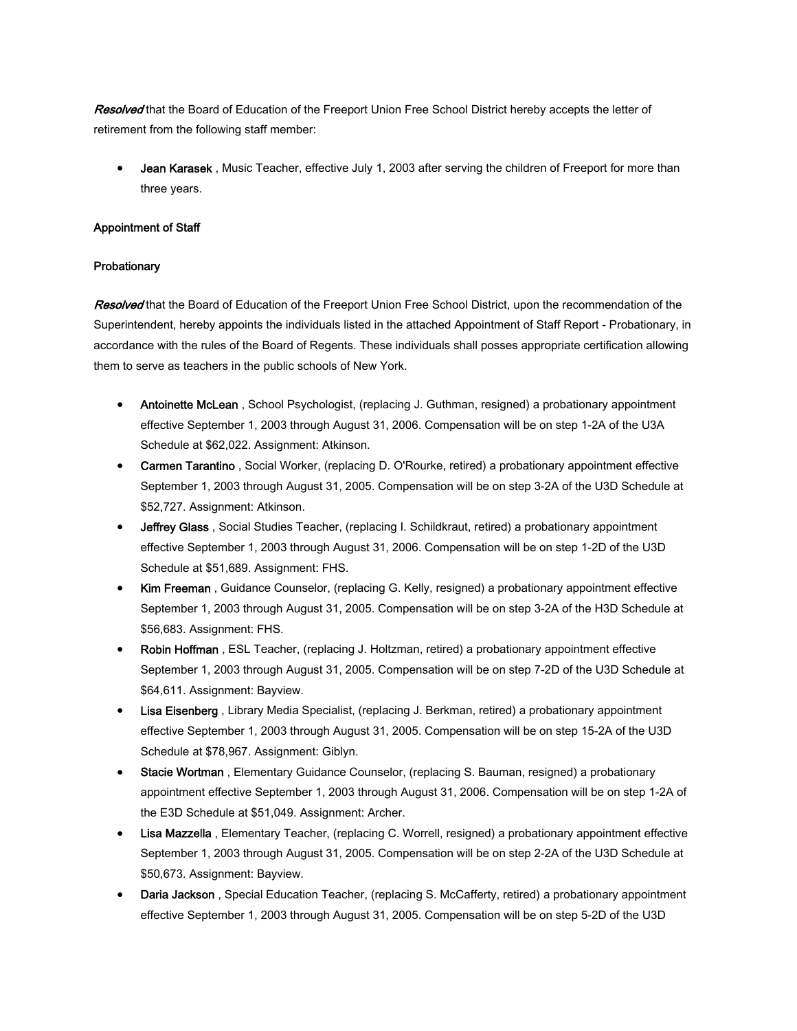*Resolved* that the Board of Education of the Freeport Union Free School District hereby accepts the letter of retirement from the following staff member:

- **Jean Karasek** , Music Teacher, effective July 1, 2003 after serving the children of Freeport for more than three years.

**Appointment of Staff**

**Probationary**

*Resolved* that the Board of Education of the Freeport Union Free School District, upon the recommendation of the Superintendent, hereby appoints the individuals listed in the attached Appointment of Staff Report - Probationary, in accordance with the rules of the Board of Regents. These individuals shall posses appropriate certification allowing them to serve as teachers in the public schools of New York.

- **Antoinette McLean** , School Psychologist, (replacing J. Guthman, resigned) a probationary appointment effective September 1, 2003 through August 31, 2006. Compensation will be on step 1-2A of the U3A Schedule at $62,022. Assignment: Atkinson.
- **Carmen Tarantino** , Social Worker, (replacing D. O'Rourke, retired) a probationary appointment effective September 1, 2003 through August 31, 2005. Compensation will be on step 3-2A of the U3D Schedule at $52,727. Assignment: Atkinson.
- **Jeffrey Glass** , Social Studies Teacher, (replacing I. Schildkraut, retired) a probationary appointment effective September 1, 2003 through August 31, 2006. Compensation will be on step 1-2D of the U3D Schedule at $51,689. Assignment: FHS.
- **Kim Freeman** , Guidance Counselor, (replacing G. Kelly, resigned) a probationary appointment effective September 1, 2003 through August 31, 2005. Compensation will be on step 3-2A of the H3D Schedule at $56,683. Assignment: FHS.
- **Robin Hoffman** , ESL Teacher, (replacing J. Holtzman, retired) a probationary appointment effective September 1, 2003 through August 31, 2005. Compensation will be on step 7-2D of the U3D Schedule at $64,611. Assignment: Bayview.
- **Lisa Eisenberg** , Library Media Specialist, (replacing J. Berkman, retired) a probationary appointment effective September 1, 2003 through August 31, 2005. Compensation will be on step 15-2A of the U3D Schedule at $78,967. Assignment: Giblyn.
- **Stacie Wortman** , Elementary Guidance Counselor, (replacing S. Bauman, resigned) a probationary appointment effective September 1, 2003 through August 31, 2006. Compensation will be on step 1-2A of the E3D Schedule at $51,049. Assignment: Archer.
- **Lisa Mazzella** , Elementary Teacher, (replacing C. Worrell, resigned) a probationary appointment effective September 1, 2003 through August 31, 2005. Compensation will be on step 2-2A of the U3D Schedule at $50,673. Assignment: Bayview.
- **Daria Jackson** , Special Education Teacher, (replacing S. McCafferty, retired) a probationary appointment effective September 1, 2003 through August 31, 2005. Compensation will be on step 5-2D of the U3D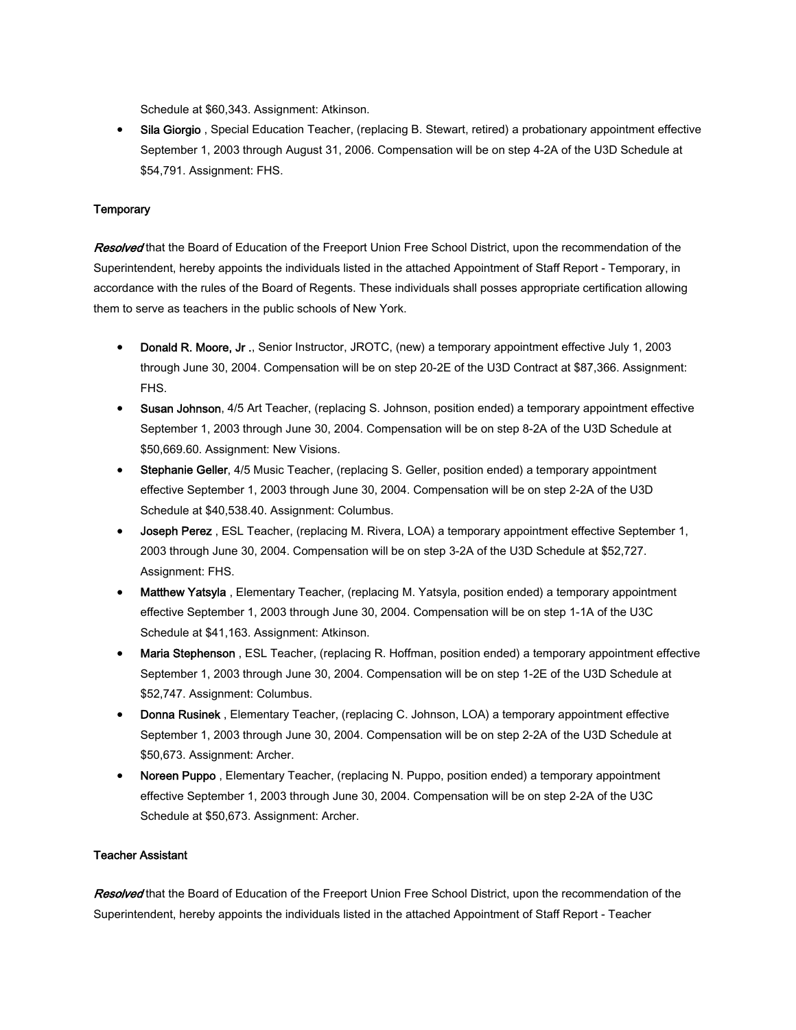Schedule at $60,343. Assignment: Atkinson.

- **Sila Giorgio** , Special Education Teacher, (replacing B. Stewart, retired) a probationary appointment effective September 1, 2003 through August 31, 2006. Compensation will be on step 4-2A of the U3D Schedule at $54,791. Assignment: FHS.

**Temporary**

***Resolved*** that the Board of Education of the Freeport Union Free School District, upon the recommendation of the Superintendent, hereby appoints the individuals listed in the attached Appointment of Staff Report - Temporary, in accordance with the rules of the Board of Regents. These individuals shall posses appropriate certification allowing them to serve as teachers in the public schools of New York.

- **Donald R. Moore, Jr .**, Senior Instructor, JROTC, (new) a temporary appointment effective July 1, 2003 through June 30, 2004. Compensation will be on step 20-2E of the U3D Contract at $87,366. Assignment: FHS.
- **Susan Johnson**, 4/5 Art Teacher, (replacing S. Johnson, position ended) a temporary appointment effective September 1, 2003 through June 30, 2004. Compensation will be on step 8-2A of the U3D Schedule at $50,669.60. Assignment: New Visions.
- **Stephanie Geller**, 4/5 Music Teacher, (replacing S. Geller, position ended) a temporary appointment effective September 1, 2003 through June 30, 2004. Compensation will be on step 2-2A of the U3D Schedule at $40,538.40. Assignment: Columbus.
- **Joseph Perez** , ESL Teacher, (replacing M. Rivera, LOA) a temporary appointment effective September 1, 2003 through June 30, 2004. Compensation will be on step 3-2A of the U3D Schedule at $52,727. Assignment: FHS.
- **Matthew Yatsyla** , Elementary Teacher, (replacing M. Yatsyla, position ended) a temporary appointment effective September 1, 2003 through June 30, 2004. Compensation will be on step 1-1A of the U3C Schedule at $41,163. Assignment: Atkinson.
- **Maria Stephenson** , ESL Teacher, (replacing R. Hoffman, position ended) a temporary appointment effective September 1, 2003 through June 30, 2004. Compensation will be on step 1-2E of the U3D Schedule at $52,747. Assignment: Columbus.
- **Donna Rusinek** , Elementary Teacher, (replacing C. Johnson, LOA) a temporary appointment effective September 1, 2003 through June 30, 2004. Compensation will be on step 2-2A of the U3D Schedule at $50,673. Assignment: Archer.
- **Noreen Puppo** , Elementary Teacher, (replacing N. Puppo, position ended) a temporary appointment effective September 1, 2003 through June 30, 2004. Compensation will be on step 2-2A of the U3C Schedule at $50,673. Assignment: Archer.

**Teacher Assistant**

***Resolved*** that the Board of Education of the Freeport Union Free School District, upon the recommendation of the Superintendent, hereby appoints the individuals listed in the attached Appointment of Staff Report - Teacher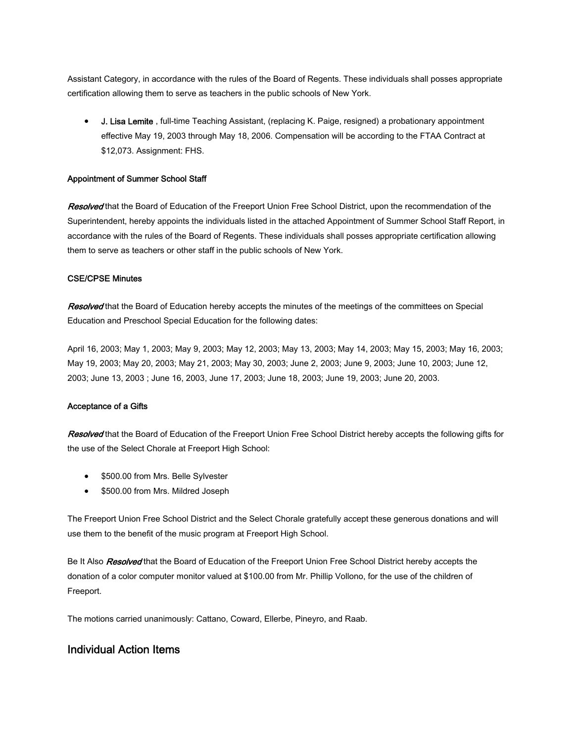Assistant Category, in accordance with the rules of the Board of Regents. These individuals shall posses appropriate certification allowing them to serve as teachers in the public schools of New York.

- **J. Lisa Lemite** , full-time Teaching Assistant, (replacing K. Paige, resigned) a probationary appointment effective May 19, 2003 through May 18, 2006. Compensation will be according to the FTAA Contract at $12,073. Assignment: FHS.

**Appointment of Summer School Staff**

***Resolved*** that the Board of Education of the Freeport Union Free School District, upon the recommendation of the Superintendent, hereby appoints the individuals listed in the attached Appointment of Summer School Staff Report, in accordance with the rules of the Board of Regents. These individuals shall posses appropriate certification allowing them to serve as teachers or other staff in the public schools of New York.

**CSE/CPSE Minutes**

***Resolved*** that the Board of Education hereby accepts the minutes of the meetings of the committees on Special Education and Preschool Special Education for the following dates:

April 16, 2003; May 1, 2003; May 9, 2003; May 12, 2003; May 13, 2003; May 14, 2003; May 15, 2003; May 16, 2003; May 19, 2003; May 20, 2003; May 21, 2003; May 30, 2003; June 2, 2003; June 9, 2003; June 10, 2003; June 12, 2003; June 13, 2003 ; June 16, 2003, June 17, 2003; June 18, 2003; June 19, 2003; June 20, 2003.

**Acceptance of a Gifts**

***Resolved*** that the Board of Education of the Freeport Union Free School District hereby accepts the following gifts for the use of the Select Chorale at Freeport High School:

- $500.00 from Mrs. Belle Sylvester
- $500.00 from Mrs. Mildred Joseph

The Freeport Union Free School District and the Select Chorale gratefully accept these generous donations and will use them to the benefit of the music program at Freeport High School.

Be It Also ***Resolved*** that the Board of Education of the Freeport Union Free School District hereby accepts the donation of a color computer monitor valued at $100.00 from Mr. Phillip Vollono, for the use of the children of Freeport.

The motions carried unanimously: Cattano, Coward, Ellerbe, Pineyro, and Raab.

## Individual Action Items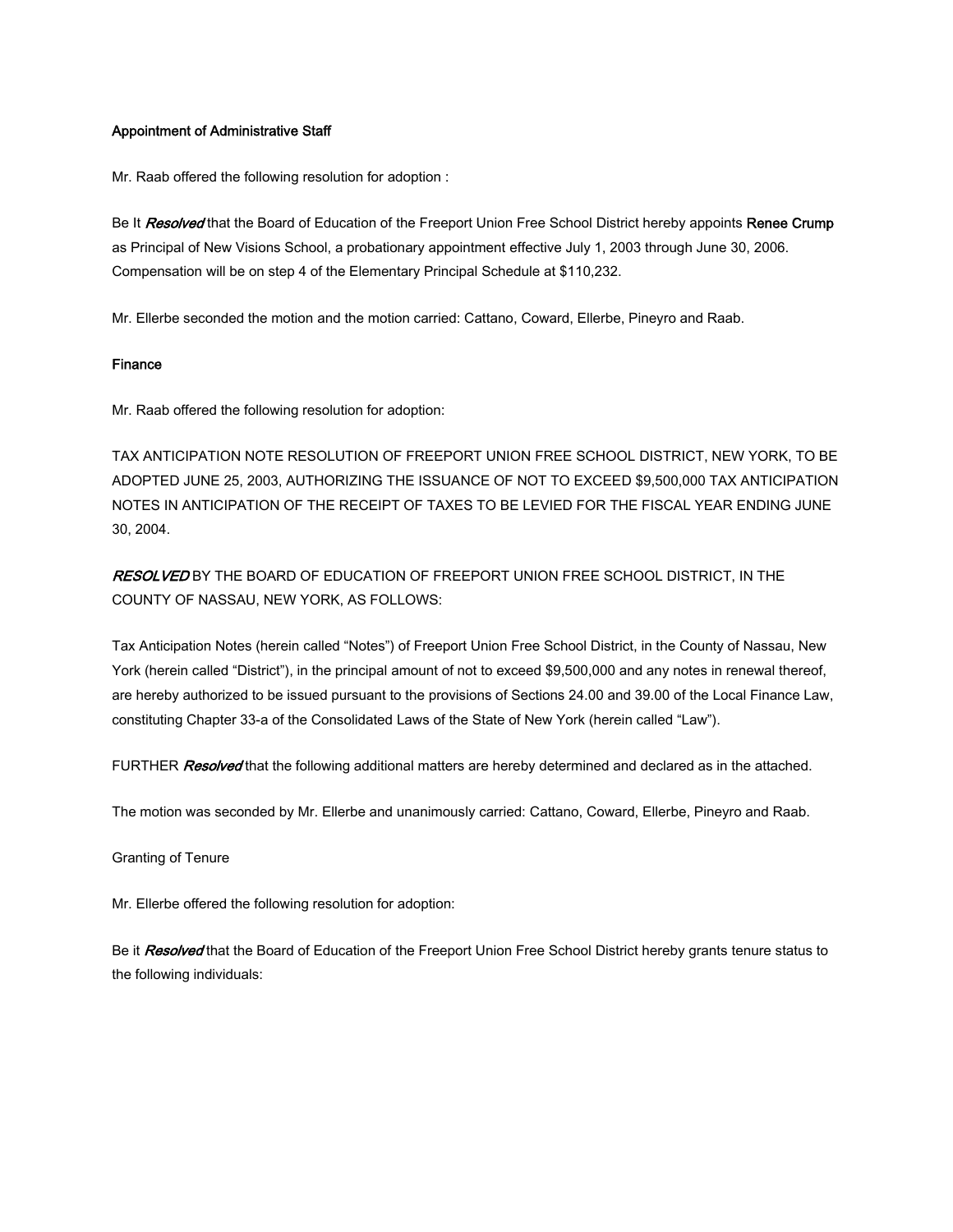**Appointment of Administrative Staff**

Mr. Raab offered the following resolution for adoption :

Be It *Resolved* that the Board of Education of the Freeport Union Free School District hereby appoints **Renee Crump** as Principal of New Visions School, a probationary appointment effective July 1, 2003 through June 30, 2006. Compensation will be on step 4 of the Elementary Principal Schedule at $110,232.

Mr. Ellerbe seconded the motion and the motion carried: Cattano, Coward, Ellerbe, Pineyro and Raab.

**Finance**

Mr. Raab offered the following resolution for adoption:

TAX ANTICIPATION NOTE RESOLUTION OF FREEPORT UNION FREE SCHOOL DISTRICT, NEW YORK, TO BE ADOPTED JUNE 25, 2003, AUTHORIZING THE ISSUANCE OF NOT TO EXCEED $9,500,000 TAX ANTICIPATION NOTES IN ANTICIPATION OF THE RECEIPT OF TAXES TO BE LEVIED FOR THE FISCAL YEAR ENDING JUNE 30, 2004.

*RESOLVED* BY THE BOARD OF EDUCATION OF FREEPORT UNION FREE SCHOOL DISTRICT, IN THE COUNTY OF NASSAU, NEW YORK, AS FOLLOWS:

Tax Anticipation Notes (herein called "Notes") of Freeport Union Free School District, in the County of Nassau, New York (herein called "District"), in the principal amount of not to exceed $9,500,000 and any notes in renewal thereof, are hereby authorized to be issued pursuant to the provisions of Sections 24.00 and 39.00 of the Local Finance Law, constituting Chapter 33-a of the Consolidated Laws of the State of New York (herein called "Law").

FURTHER *Resolved* that the following additional matters are hereby determined and declared as in the attached.

The motion was seconded by Mr. Ellerbe and unanimously carried: Cattano, Coward, Ellerbe, Pineyro and Raab.

Granting of Tenure

Mr. Ellerbe offered the following resolution for adoption:

Be it *Resolved* that the Board of Education of the Freeport Union Free School District hereby grants tenure status to the following individuals: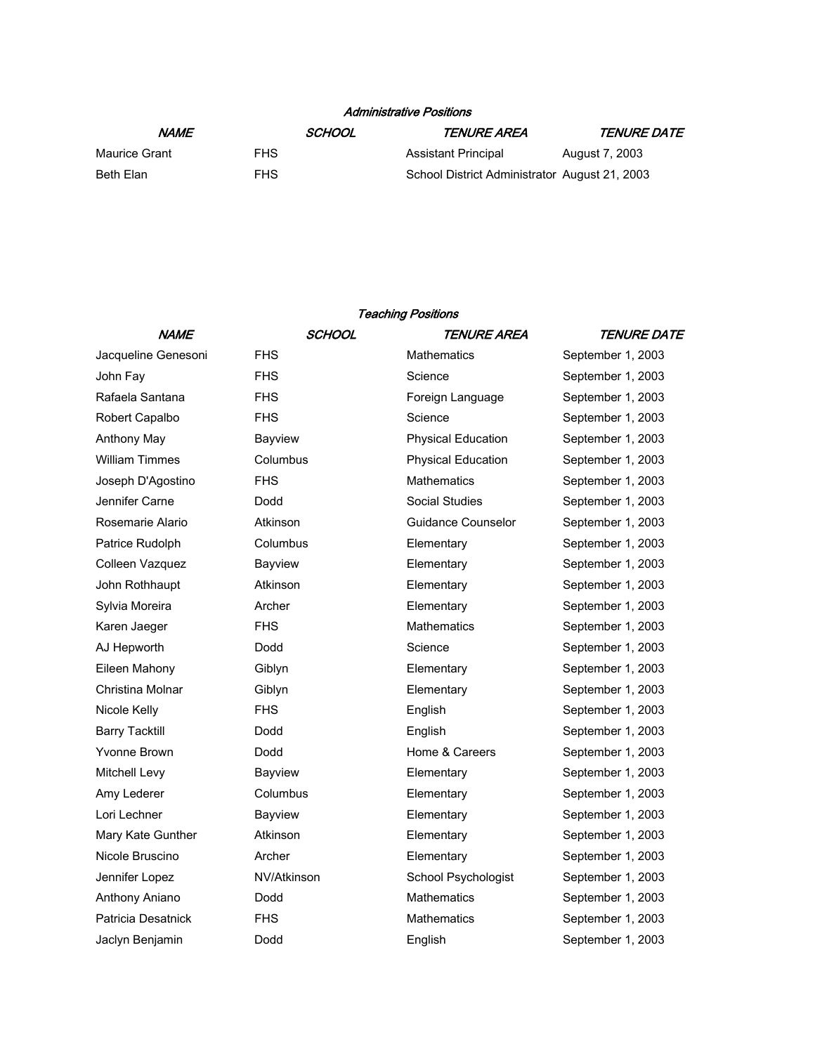### *Administrative Positions*

| *NAME* | *SCHOOL* | *TENURE AREA* | *TENURE DATE* |
|---|---|---|---|
| Maurice Grant | FHS | Assistant Principal | August 7, 2003 |
| Beth Elan | FHS | School District Administrator | August 21, 2003 |

### *Teaching Positions*

| *NAME* | *SCHOOL* | *TENURE AREA* | *TENURE DATE* |
|---|---|---|---|
| Jacqueline Genesoni | FHS | Mathematics | September 1, 2003 |
| John Fay | FHS | Science | September 1, 2003 |
| Rafaela Santana | FHS | Foreign Language | September 1, 2003 |
| Robert Capalbo | FHS | Science | September 1, 2003 |
| Anthony May | Bayview | Physical Education | September 1, 2003 |
| William Timmes | Columbus | Physical Education | September 1, 2003 |
| Joseph D'Agostino | FHS | Mathematics | September 1, 2003 |
| Jennifer Carne | Dodd | Social Studies | September 1, 2003 |
| Rosemarie Alario | Atkinson | Guidance Counselor | September 1, 2003 |
| Patrice Rudolph | Columbus | Elementary | September 1, 2003 |
| Colleen Vazquez | Bayview | Elementary | September 1, 2003 |
| John Rothhaupt | Atkinson | Elementary | September 1, 2003 |
| Sylvia Moreira | Archer | Elementary | September 1, 2003 |
| Karen Jaeger | FHS | Mathematics | September 1, 2003 |
| AJ Hepworth | Dodd | Science | September 1, 2003 |
| Eileen Mahony | Giblyn | Elementary | September 1, 2003 |
| Christina Molnar | Giblyn | Elementary | September 1, 2003 |
| Nicole Kelly | FHS | English | September 1, 2003 |
| Barry Tacktill | Dodd | English | September 1, 2003 |
| Yvonne Brown | Dodd | Home & Careers | September 1, 2003 |
| Mitchell Levy | Bayview | Elementary | September 1, 2003 |
| Amy Lederer | Columbus | Elementary | September 1, 2003 |
| Lori Lechner | Bayview | Elementary | September 1, 2003 |
| Mary Kate Gunther | Atkinson | Elementary | September 1, 2003 |
| Nicole Bruscino | Archer | Elementary | September 1, 2003 |
| Jennifer Lopez | NV/Atkinson | School Psychologist | September 1, 2003 |
| Anthony Aniano | Dodd | Mathematics | September 1, 2003 |
| Patricia Desatnick | FHS | Mathematics | September 1, 2003 |
| Jaclyn Benjamin | Dodd | English | September 1, 2003 |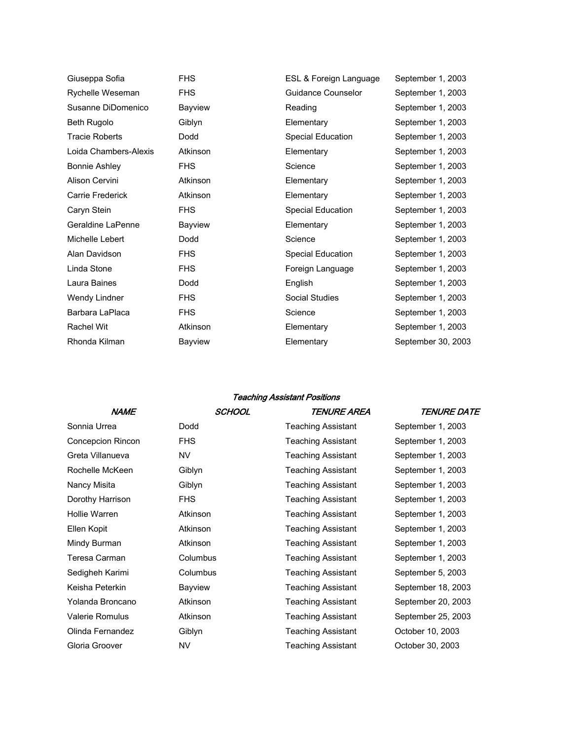| | | | |
|---|---|---|---|
| Giuseppa Sofia | FHS | ESL & Foreign Language | September 1, 2003 |
| Rychelle Weseman | FHS | Guidance Counselor | September 1, 2003 |
| Susanne DiDomenico | Bayview | Reading | September 1, 2003 |
| Beth Rugolo | Giblyn | Elementary | September 1, 2003 |
| Tracie Roberts | Dodd | Special Education | September 1, 2003 |
| Loida Chambers-Alexis | Atkinson | Elementary | September 1, 2003 |
| Bonnie Ashley | FHS | Science | September 1, 2003 |
| Alison Cervini | Atkinson | Elementary | September 1, 2003 |
| Carrie Frederick | Atkinson | Elementary | September 1, 2003 |
| Caryn Stein | FHS | Special Education | September 1, 2003 |
| Geraldine LaPenne | Bayview | Elementary | September 1, 2003 |
| Michelle Lebert | Dodd | Science | September 1, 2003 |
| Alan Davidson | FHS | Special Education | September 1, 2003 |
| Linda Stone | FHS | Foreign Language | September 1, 2003 |
| Laura Baines | Dodd | English | September 1, 2003 |
| Wendy Lindner | FHS | Social Studies | September 1, 2003 |
| Barbara LaPlaca | FHS | Science | September 1, 2003 |
| Rachel Wit | Atkinson | Elementary | September 1, 2003 |
| Rhonda Kilman | Bayview | Elementary | September 30, 2003 |

### *Teaching Assistant Positions*

| *NAME* | *SCHOOL* | *TENURE AREA* | *TENURE DATE* |
|---|---|---|---|
| Sonnia Urrea | Dodd | Teaching Assistant | September 1, 2003 |
| Concepcion Rincon | FHS | Teaching Assistant | September 1, 2003 |
| Greta Villanueva | NV | Teaching Assistant | September 1, 2003 |
| Rochelle McKeen | Giblyn | Teaching Assistant | September 1, 2003 |
| Nancy Misita | Giblyn | Teaching Assistant | September 1, 2003 |
| Dorothy Harrison | FHS | Teaching Assistant | September 1, 2003 |
| Hollie Warren | Atkinson | Teaching Assistant | September 1, 2003 |
| Ellen Kopit | Atkinson | Teaching Assistant | September 1, 2003 |
| Mindy Burman | Atkinson | Teaching Assistant | September 1, 2003 |
| Teresa Carman | Columbus | Teaching Assistant | September 1, 2003 |
| Sedigheh Karimi | Columbus | Teaching Assistant | September 5, 2003 |
| Keisha Peterkin | Bayview | Teaching Assistant | September 18, 2003 |
| Yolanda Broncano | Atkinson | Teaching Assistant | September 20, 2003 |
| Valerie Romulus | Atkinson | Teaching Assistant | September 25, 2003 |
| Olinda Fernandez | Giblyn | Teaching Assistant | October 10, 2003 |
| Gloria Groover | NV | Teaching Assistant | October 30, 2003 |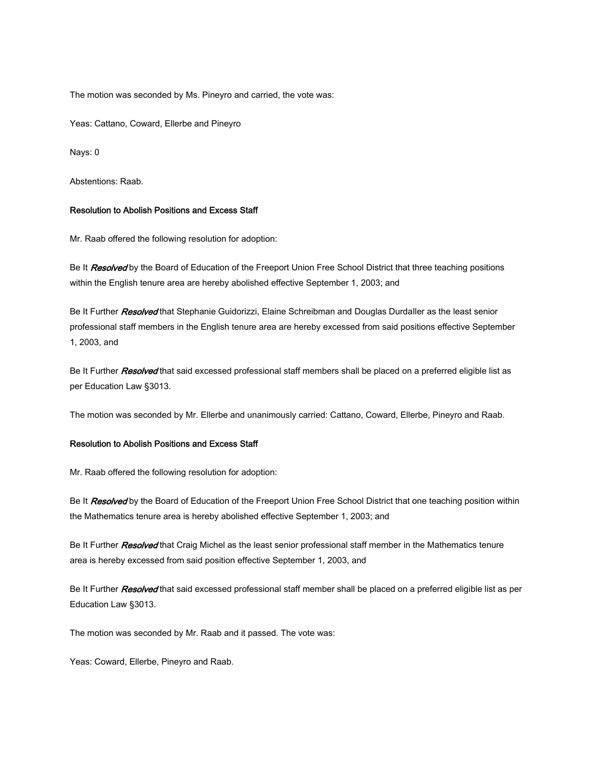The motion was seconded by Ms. Pineyro and carried, the vote was:

Yeas: Cattano, Coward, Ellerbe and Pineyro

Nays: 0

Abstentions: Raab.

**Resolution to Abolish Positions and Excess Staff**

Mr. Raab offered the following resolution for adoption:

Be It ***Resolved*** by the Board of Education of the Freeport Union Free School District that three teaching positions within the English tenure area are hereby abolished effective September 1, 2003; and

Be It Further ***Resolved*** that Stephanie Guidorizzi, Elaine Schreibman and Douglas Durdaller as the least senior professional staff members in the English tenure area are hereby excessed from said positions effective September 1, 2003, and

Be It Further ***Resolved*** that said excessed professional staff members shall be placed on a preferred eligible list as per Education Law §3013.

The motion was seconded by Mr. Ellerbe and unanimously carried: Cattano, Coward, Ellerbe, Pineyro and Raab.

**Resolution to Abolish Positions and Excess Staff**

Mr. Raab offered the following resolution for adoption:

Be It ***Resolved*** by the Board of Education of the Freeport Union Free School District that one teaching position within the Mathematics tenure area is hereby abolished effective September 1, 2003; and

Be It Further ***Resolved*** that Craig Michel as the least senior professional staff member in the Mathematics tenure area is hereby excessed from said position effective September 1, 2003, and

Be It Further ***Resolved*** that said excessed professional staff member shall be placed on a preferred eligible list as per Education Law §3013.

The motion was seconded by Mr. Raab and it passed. The vote was:

Yeas: Coward, Ellerbe, Pineyro and Raab.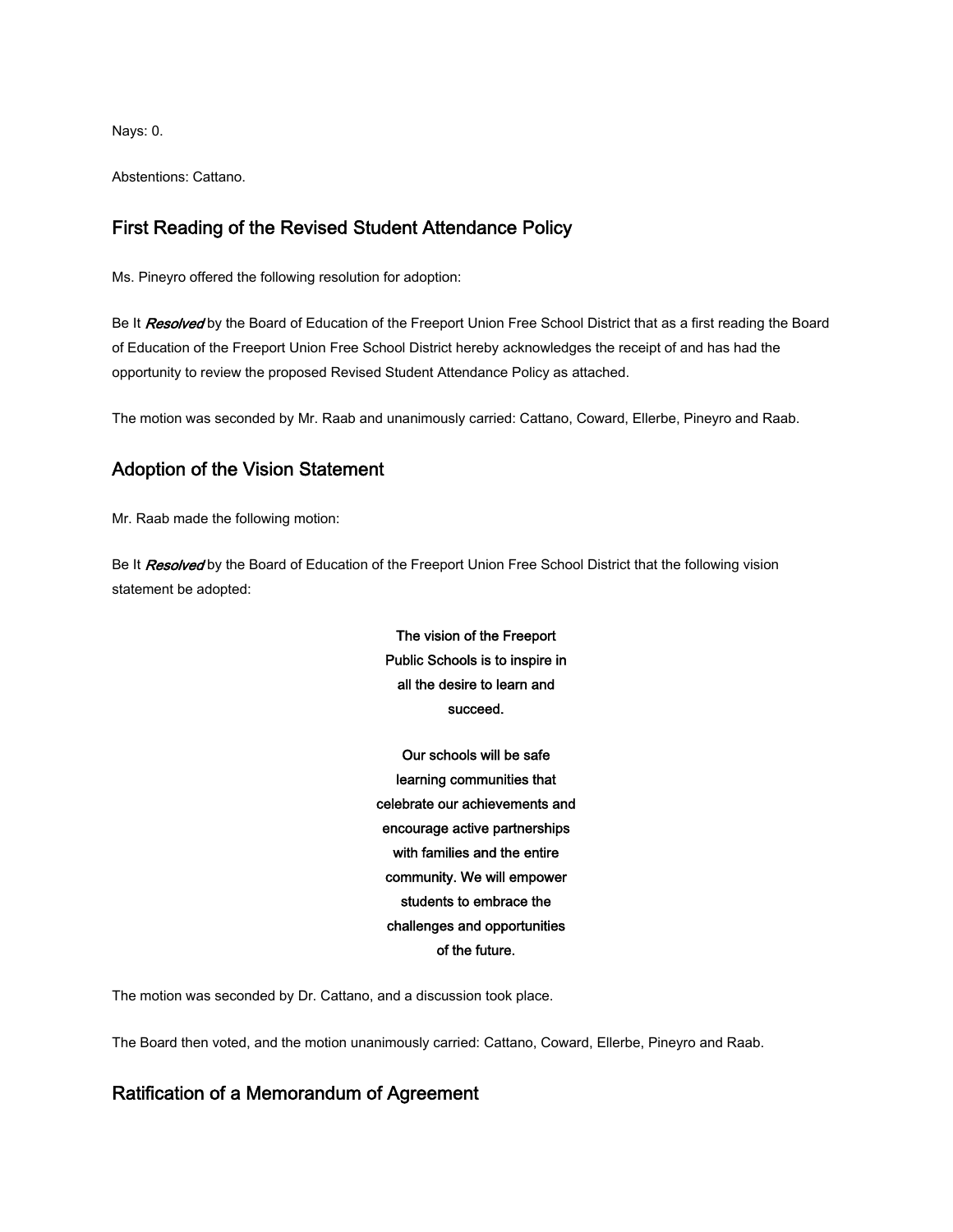Nays: 0.

Abstentions: Cattano.

## First Reading of the Revised Student Attendance Policy

Ms. Pineyro offered the following resolution for adoption:

Be It ***Resolved*** by the Board of Education of the Freeport Union Free School District that as a first reading the Board of Education of the Freeport Union Free School District hereby acknowledges the receipt of and has had the opportunity to review the proposed Revised Student Attendance Policy as attached.

The motion was seconded by Mr. Raab and unanimously carried: Cattano, Coward, Ellerbe, Pineyro and Raab.

## Adoption of the Vision Statement

Mr. Raab made the following motion:

Be It ***Resolved*** by the Board of Education of the Freeport Union Free School District that the following vision statement be adopted:

**The vision of the Freeport Public Schools is to inspire in all the desire to learn and succeed.**

**Our schools will be safe learning communities that celebrate our achievements and encourage active partnerships with families and the entire community. We will empower students to embrace the challenges and opportunities of the future.**

The motion was seconded by Dr. Cattano, and a discussion took place.

The Board then voted, and the motion unanimously carried: Cattano, Coward, Ellerbe, Pineyro and Raab.

## Ratification of a Memorandum of Agreement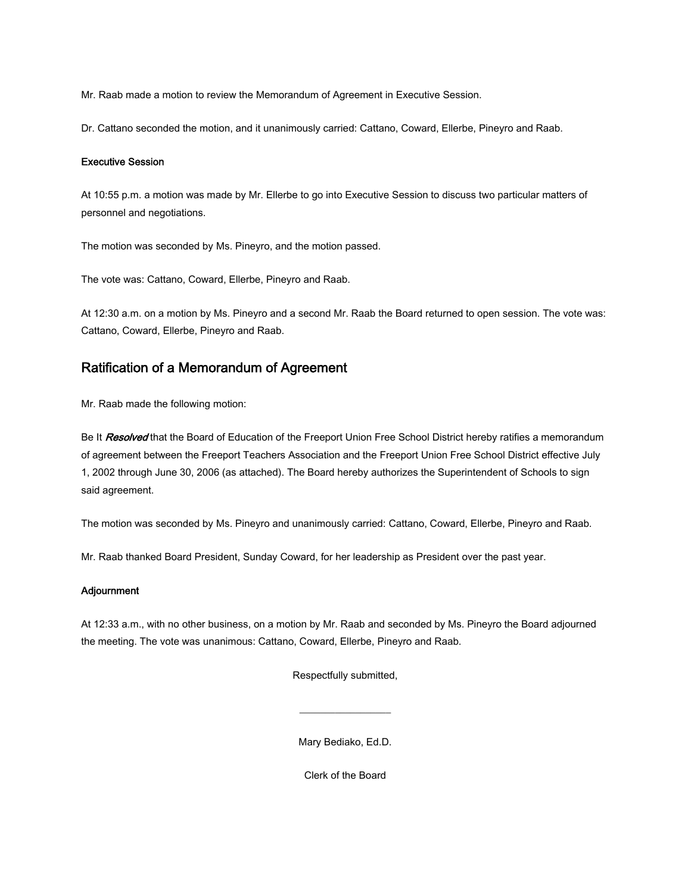Mr. Raab made a motion to review the Memorandum of Agreement in Executive Session.

Dr. Cattano seconded the motion, and it unanimously carried: Cattano, Coward, Ellerbe, Pineyro and Raab.

**Executive Session**

At 10:55 p.m. a motion was made by Mr. Ellerbe to go into Executive Session to discuss two particular matters of personnel and negotiations.

The motion was seconded by Ms. Pineyro, and the motion passed.

The vote was: Cattano, Coward, Ellerbe, Pineyro and Raab.

At 12:30 a.m. on a motion by Ms. Pineyro and a second Mr. Raab the Board returned to open session. The vote was: Cattano, Coward, Ellerbe, Pineyro and Raab.

## Ratification of a Memorandum of Agreement

Mr. Raab made the following motion:

Be It ***Resolved*** that the Board of Education of the Freeport Union Free School District hereby ratifies a memorandum of agreement between the Freeport Teachers Association and the Freeport Union Free School District effective July 1, 2002 through June 30, 2006 (as attached). The Board hereby authorizes the Superintendent of Schools to sign said agreement.

The motion was seconded by Ms. Pineyro and unanimously carried: Cattano, Coward, Ellerbe, Pineyro and Raab.

Mr. Raab thanked Board President, Sunday Coward, for her leadership as President over the past year.

**Adjournment**

At 12:33 a.m., with no other business, on a motion by Mr. Raab and seconded by Ms. Pineyro the Board adjourned the meeting. The vote was unanimous: Cattano, Coward, Ellerbe, Pineyro and Raab.

Respectfully submitted,

\_\_\_\_\_\_\_\_\_\_\_\_\_\_\_\_

Mary Bediako, Ed.D.

Clerk of the Board